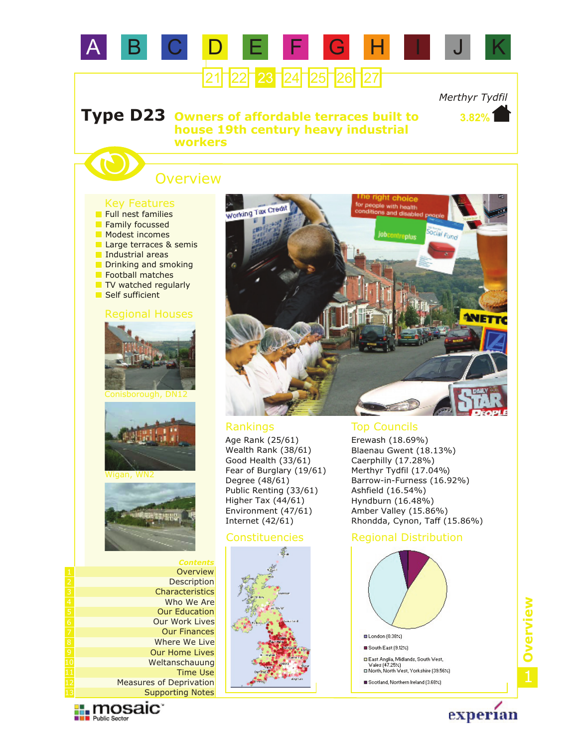A B C D E F G H I J K

21 22 23 24 25 26 27

Merthyr Tydfil

3.82%

# Type D23 Owners of affordable terraces built to house 19th century heavy industrial workers

## Overview

### Key Features

- Full nest families
- Family focussed
- Modest incomes
- Large terraces & semis
- Industrial areas
- Drinking and smoking
- Football matches
- TV watched regularly
- Self sufficient

### Regional Houses

Conisborough, DN12

Wigan, WN2

### Rankings

Age Rank (25/61)
Wealth Rank (38/61)
Good Health (33/61)
Fear of Burglary (19/61)
Degree (48/61)
Public Renting (33/61)
Higher Tax (44/61)
Environment (47/61)
Internet (42/61)

### Top Councils

Erewash (18.69%)
Blaenau Gwent (18.13%)
Caerphilly (17.28%)
Merthyr Tydfil (17.04%)
Barrow-in-Furness (16.92%)
Ashfield (16.54%)
Hyndburn (16.48%)
Amber Valley (15.86%)
Rhondda, Cynon, Taff (15.86%)

### Constituencies

### Regional Distribution

- London (0.38%)
- South East (9.12%)
- East Anglia, Midlands, South West, Wales (47.25%)
- North, North West, Yorkshire (39.56%)
- Scotland, Northern Ireland (3.68%)

### Contents

1. Overview
2. Description
3. Characteristics
4. Who We Are
5. Our Education
6. Our Work Lives
7. Our Finances
8. Where We Live
9. Our Home Lives
10. Weltanschauung
11. Time Use
12. Measures of Deprivation
13. Supporting Notes

mosaic Public Sector

experian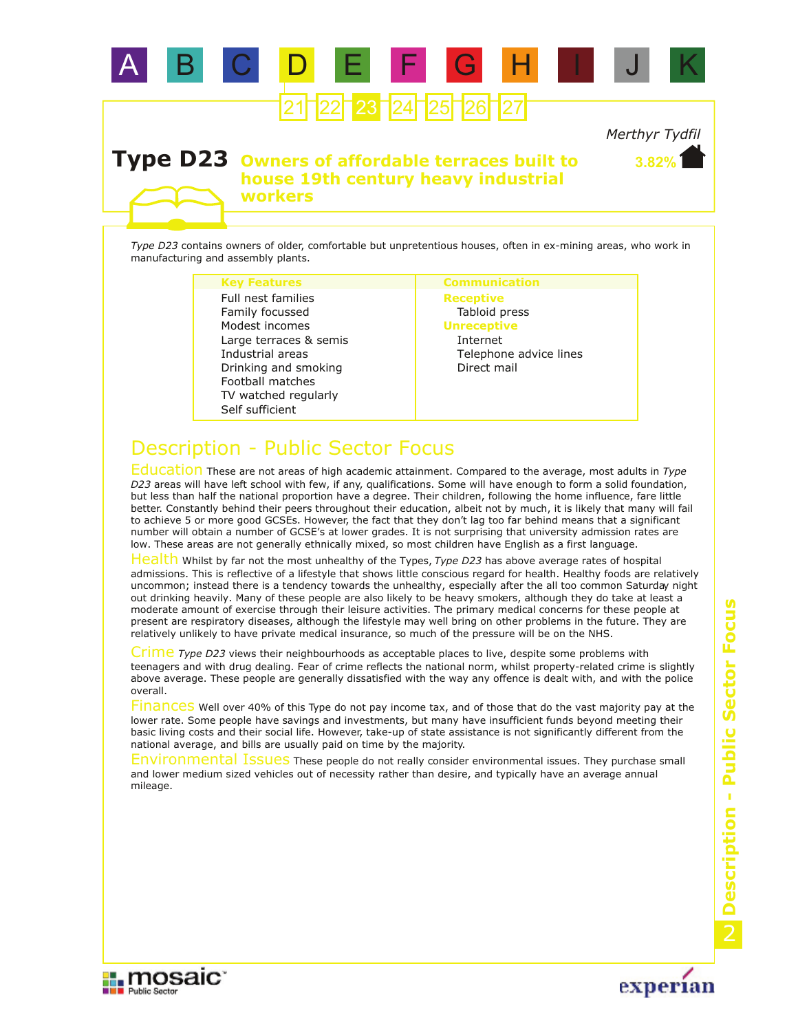# Type D23 Owners of affordable terraces built to house 19th century heavy industrial workers

*Merthyr Tydfil*

**3.82%**

*Type D23* contains owners of older, comfortable but unpretentious houses, often in ex-mining areas, who work in manufacturing and assembly plants.

| Key Features | Communication |
|---|---|
| Full nest families | **Receptive** |
| Family focussed | Tabloid press |
| Modest incomes | **Unreceptive** |
| Large terraces & semis | Internet |
| Industrial areas | Telephone advice lines |
| Drinking and smoking | Direct mail |
| Football matches | |
| TV watched regularly | |
| Self sufficient | |

## Description - Public Sector Focus

**Education** These are not areas of high academic attainment. Compared to the average, most adults in *Type D23* areas will have left school with few, if any, qualifications. Some will have enough to form a solid foundation, but less than half the national proportion have a degree. Their children, following the home influence, fare little better. Constantly behind their peers throughout their education, albeit not by much, it is likely that many will fail to achieve 5 or more good GCSEs. However, the fact that they don't lag too far behind means that a significant number will obtain a number of GCSE's at lower grades. It is not surprising that university admission rates are low. These areas are not generally ethnically mixed, so most children have English as a first language.

**Health** Whilst by far not the most unhealthy of the Types, *Type D23* has above average rates of hospital admissions. This is reflective of a lifestyle that shows little conscious regard for health. Healthy foods are relatively uncommon; instead there is a tendency towards the unhealthy, especially after the all too common Saturday night out drinking heavily. Many of these people are also likely to be heavy smokers, although they do take at least a moderate amount of exercise through their leisure activities. The primary medical concerns for these people at present are respiratory diseases, although the lifestyle may well bring on other problems in the future. They are relatively unlikely to have private medical insurance, so much of the pressure will be on the NHS.

**Crime** *Type D23* views their neighbourhoods as acceptable places to live, despite some problems with teenagers and with drug dealing. Fear of crime reflects the national norm, whilst property-related crime is slightly above average. These people are generally dissatisfied with the way any offence is dealt with, and with the police overall.

**Finances** Well over 40% of this Type do not pay income tax, and of those that do the vast majority pay at the lower rate. Some people have savings and investments, but many have insufficient funds beyond meeting their basic living costs and their social life. However, take-up of state assistance is not significantly different from the national average, and bills are usually paid on time by the majority.

**Environmental Issues** These people do not really consider environmental issues. They purchase small and lower medium sized vehicles out of necessity rather than desire, and typically have an average annual mileage.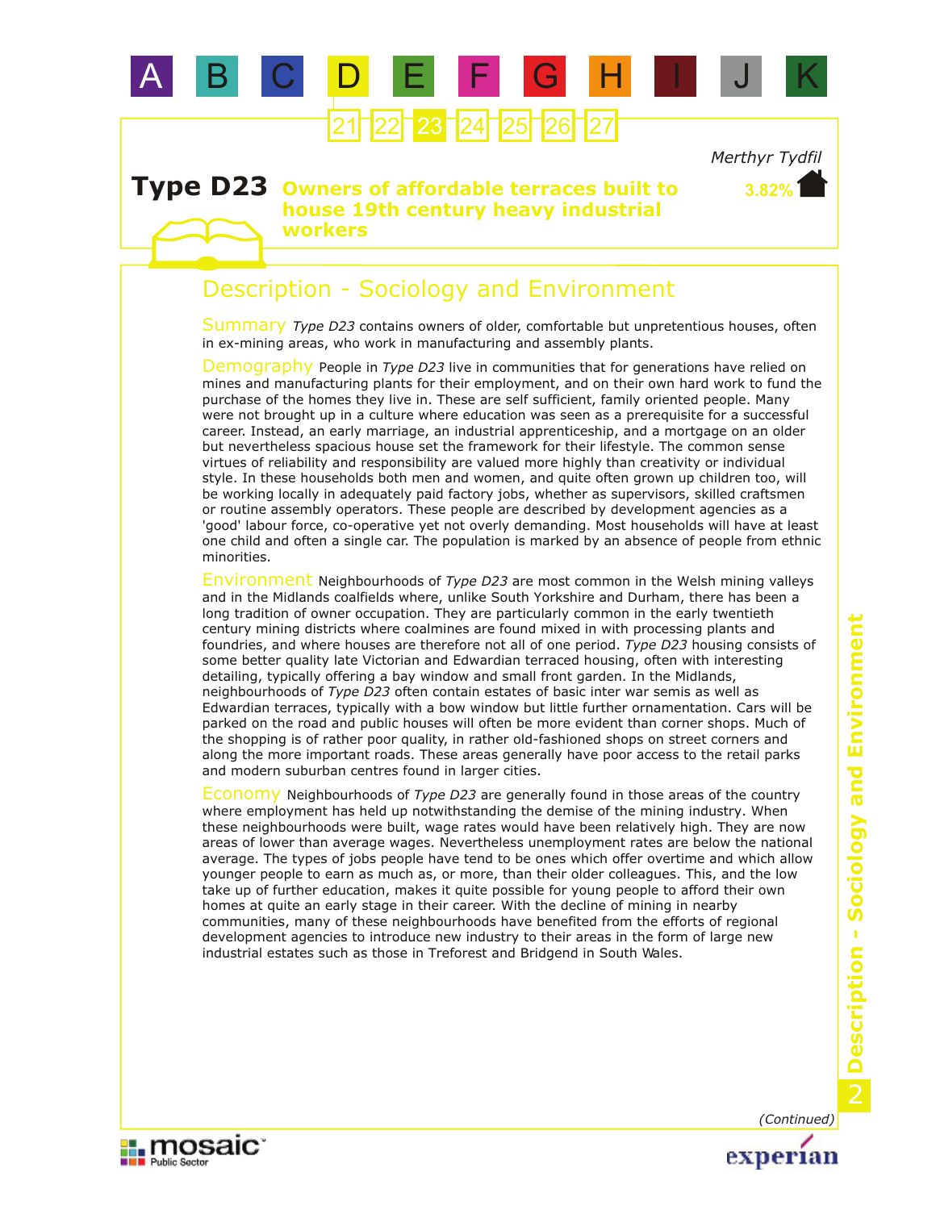Merthyr Tydfil

# Type D23 Owners of affordable terraces built to house 19th century heavy industrial workers

3.82%

## Description - Sociology and Environment

**Summary** *Type D23* contains owners of older, comfortable but unpretentious houses, often in ex-mining areas, who work in manufacturing and assembly plants.

**Demography** People in *Type D23* live in communities that for generations have relied on mines and manufacturing plants for their employment, and on their own hard work to fund the purchase of the homes they live in. These are self sufficient, family oriented people. Many were not brought up in a culture where education was seen as a prerequisite for a successful career. Instead, an early marriage, an industrial apprenticeship, and a mortgage on an older but nevertheless spacious house set the framework for their lifestyle. The common sense virtues of reliability and responsibility are valued more highly than creativity or individual style. In these households both men and women, and quite often grown up children too, will be working locally in adequately paid factory jobs, whether as supervisors, skilled craftsmen or routine assembly operators. These people are described by development agencies as a 'good' labour force, co-operative yet not overly demanding. Most households will have at least one child and often a single car. The population is marked by an absence of people from ethnic minorities.

**Environment** Neighbourhoods of *Type D23* are most common in the Welsh mining valleys and in the Midlands coalfields where, unlike South Yorkshire and Durham, there has been a long tradition of owner occupation. They are particularly common in the early twentieth century mining districts where coalmines are found mixed in with processing plants and foundries, and where houses are therefore not all of one period. *Type D23* housing consists of some better quality late Victorian and Edwardian terraced housing, often with interesting detailing, typically offering a bay window and small front garden. In the Midlands, neighbourhoods of *Type D23* often contain estates of basic inter war semis as well as Edwardian terraces, typically with a bow window but little further ornamentation. Cars will be parked on the road and public houses will often be more evident than corner shops. Much of the shopping is of rather poor quality, in rather old-fashioned shops on street corners and along the more important roads. These areas generally have poor access to the retail parks and modern suburban centres found in larger cities.

**Economy** Neighbourhoods of *Type D23* are generally found in those areas of the country where employment has held up notwithstanding the demise of the mining industry. When these neighbourhoods were built, wage rates would have been relatively high. They are now areas of lower than average wages. Nevertheless unemployment rates are below the national average. The types of jobs people have tend to be ones which offer overtime and which allow younger people to earn as much as, or more, than their older colleagues. This, and the low take up of further education, makes it quite possible for young people to afford their own homes at quite an early stage in their career. With the decline of mining in nearby communities, many of these neighbourhoods have benefited from the efforts of regional development agencies to introduce new industry to their areas in the form of large new industrial estates such as those in Treforest and Bridgend in South Wales.

*(Continued)*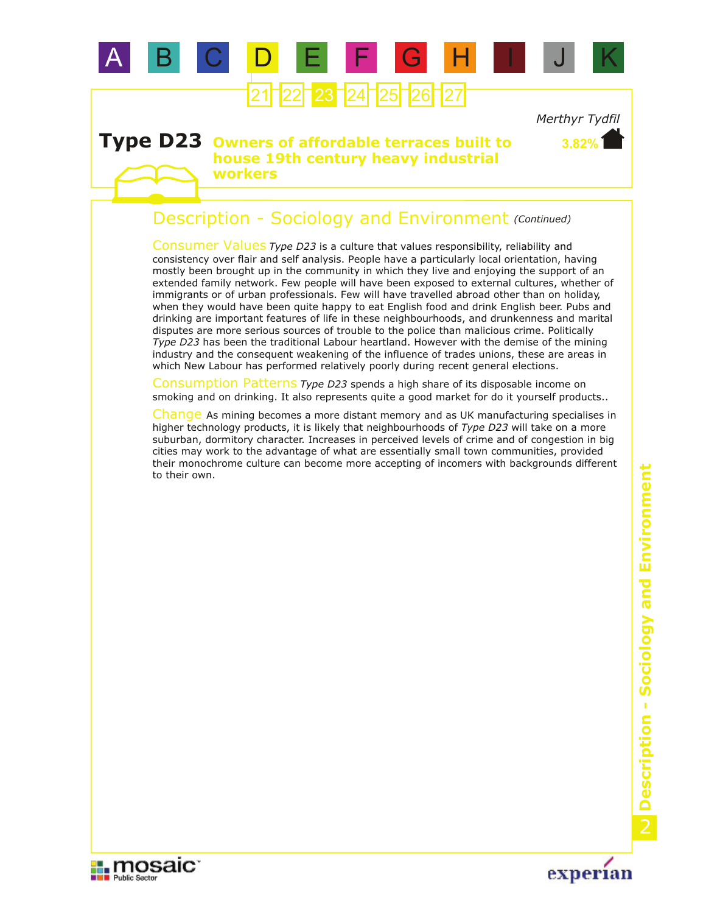# Type D23 Owners of affordable terraces built to house 19th century heavy industrial workers

Merthyr Tydfil

3.82%

## Description - Sociology and Environment *(Continued)*

**Consumer Values** *Type D23* is a culture that values responsibility, reliability and consistency over flair and self analysis. People have a particularly local orientation, having mostly been brought up in the community in which they live and enjoying the support of an extended family network. Few people will have been exposed to external cultures, whether of immigrants or of urban professionals. Few will have travelled abroad other than on holiday, when they would have been quite happy to eat English food and drink English beer. Pubs and drinking are important features of life in these neighbourhoods, and drunkenness and marital disputes are more serious sources of trouble to the police than malicious crime. Politically *Type D23* has been the traditional Labour heartland. However with the demise of the mining industry and the consequent weakening of the influence of trades unions, these are areas in which New Labour has performed relatively poorly during recent general elections.

**Consumption Patterns** *Type D23* spends a high share of its disposable income on smoking and on drinking. It also represents quite a good market for do it yourself products..

**Change** As mining becomes a more distant memory and as UK manufacturing specialises in higher technology products, it is likely that neighbourhoods of *Type D23* will take on a more suburban, dormitory character. Increases in perceived levels of crime and of congestion in big cities may work to the advantage of what are essentially small town communities, provided their monochrome culture can become more accepting of incomers with backgrounds different to their own.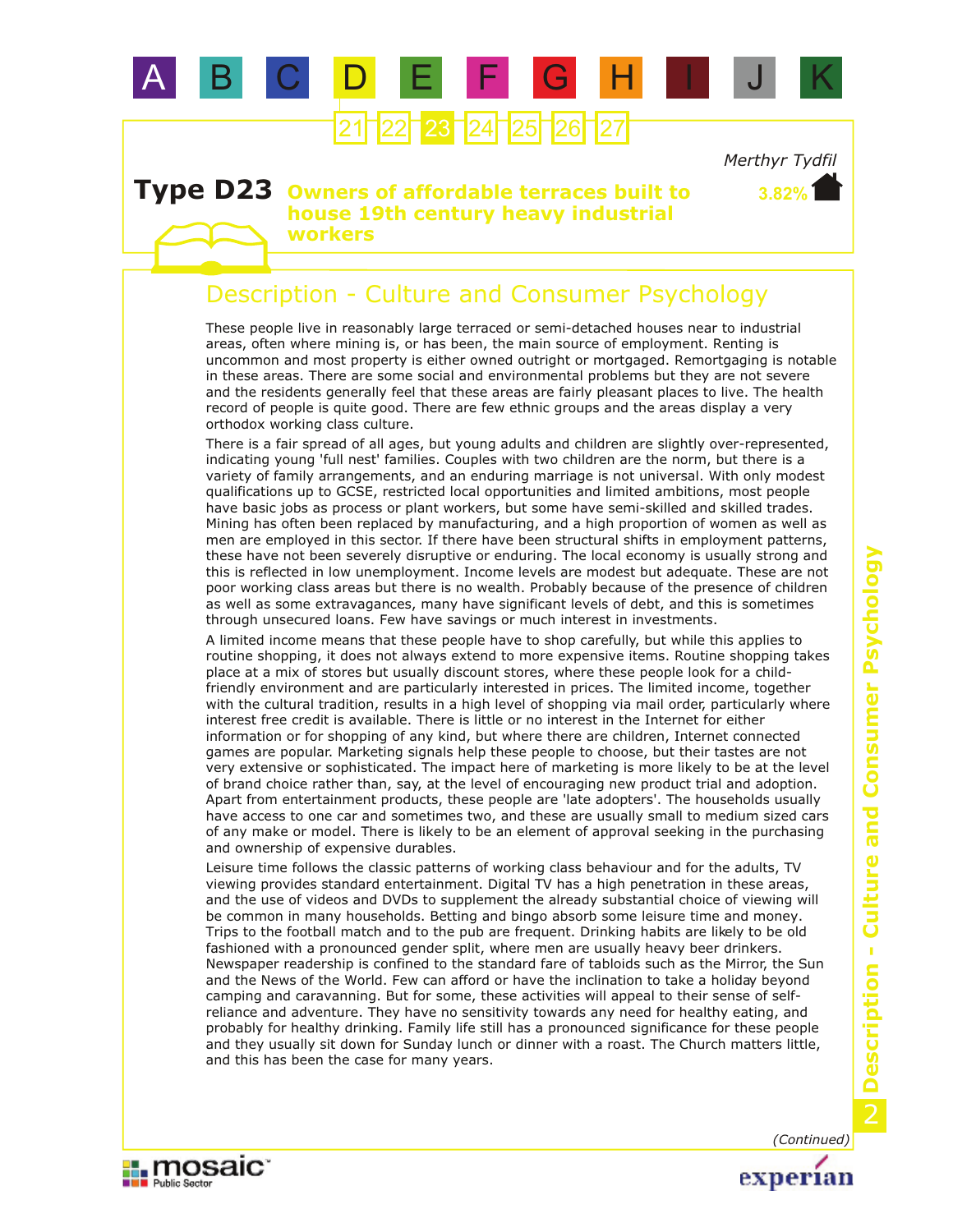A B C D E F G H I J K

21 22 23 24 25 26 27

*Merthyr Tydfil*

3.82%

# Type D23 Owners of affordable terraces built to house 19th century heavy industrial workers

## Description - Culture and Consumer Psychology

These people live in reasonably large terraced or semi-detached houses near to industrial areas, often where mining is, or has been, the main source of employment. Renting is uncommon and most property is either owned outright or mortgaged. Remortgaging is notable in these areas. There are some social and environmental problems but they are not severe and the residents generally feel that these areas are fairly pleasant places to live. The health record of people is quite good. There are few ethnic groups and the areas display a very orthodox working class culture.

There is a fair spread of all ages, but young adults and children are slightly over-represented, indicating young 'full nest' families. Couples with two children are the norm, but there is a variety of family arrangements, and an enduring marriage is not universal. With only modest qualifications up to GCSE, restricted local opportunities and limited ambitions, most people have basic jobs as process or plant workers, but some have semi-skilled and skilled trades. Mining has often been replaced by manufacturing, and a high proportion of women as well as men are employed in this sector. If there have been structural shifts in employment patterns, these have not been severely disruptive or enduring. The local economy is usually strong and this is reflected in low unemployment. Income levels are modest but adequate. These are not poor working class areas but there is no wealth. Probably because of the presence of children as well as some extravagances, many have significant levels of debt, and this is sometimes through unsecured loans. Few have savings or much interest in investments.

A limited income means that these people have to shop carefully, but while this applies to routine shopping, it does not always extend to more expensive items. Routine shopping takes place at a mix of stores but usually discount stores, where these people look for a child-friendly environment and are particularly interested in prices. The limited income, together with the cultural tradition, results in a high level of shopping via mail order, particularly where interest free credit is available. There is little or no interest in the Internet for either information or for shopping of any kind, but where there are children, Internet connected games are popular. Marketing signals help these people to choose, but their tastes are not very extensive or sophisticated. The impact here of marketing is more likely to be at the level of brand choice rather than, say, at the level of encouraging new product trial and adoption. Apart from entertainment products, these people are 'late adopters'. The households usually have access to one car and sometimes two, and these are usually small to medium sized cars of any make or model. There is likely to be an element of approval seeking in the purchasing and ownership of expensive durables.

Leisure time follows the classic patterns of working class behaviour and for the adults, TV viewing provides standard entertainment. Digital TV has a high penetration in these areas, and the use of videos and DVDs to supplement the already substantial choice of viewing will be common in many households. Betting and bingo absorb some leisure time and money. Trips to the football match and to the pub are frequent. Drinking habits are likely to be old fashioned with a pronounced gender split, where men are usually heavy beer drinkers. Newspaper readership is confined to the standard fare of tabloids such as the Mirror, the Sun and the News of the World. Few can afford or have the inclination to take a holiday beyond camping and caravanning. But for some, these activities will appeal to their sense of self-reliance and adventure. They have no sensitivity towards any need for healthy eating, and probably for healthy drinking. Family life still has a pronounced significance for these people and they usually sit down for Sunday lunch or dinner with a roast. The Church matters little, and this has been the case for many years.

*(Continued)*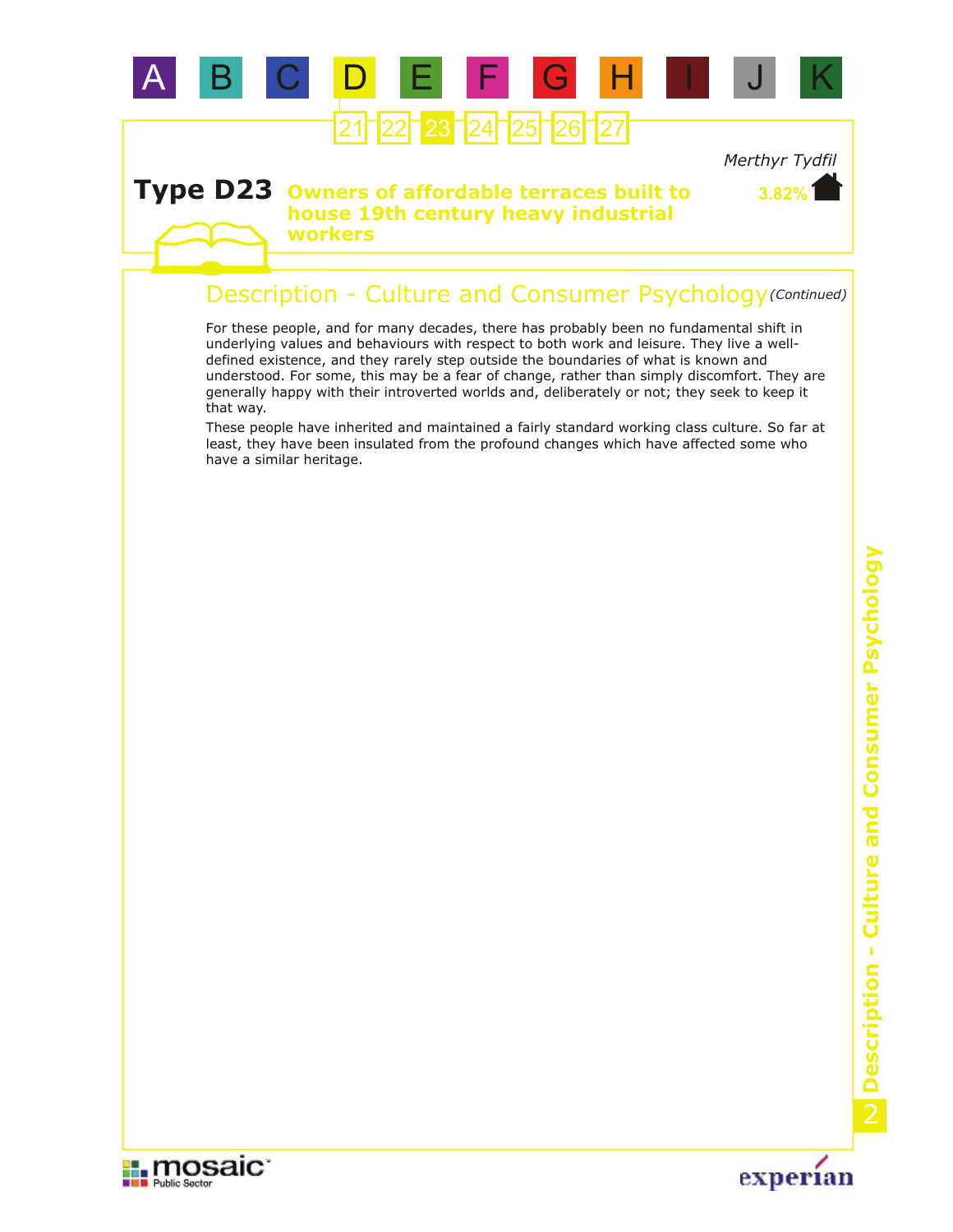# Type D23 Owners of affordable terraces built to house 19th century heavy industrial workers

Merthyr Tydfil

3.82%

## Description - Culture and Consumer Psychology *(Continued)*

For these people, and for many decades, there has probably been no fundamental shift in underlying values and behaviours with respect to both work and leisure. They live a well-defined existence, and they rarely step outside the boundaries of what is known and understood. For some, this may be a fear of change, rather than simply discomfort. They are generally happy with their introverted worlds and, deliberately or not; they seek to keep it that way.

These people have inherited and maintained a fairly standard working class culture. So far at least, they have been insulated from the profound changes which have affected some who have a similar heritage.